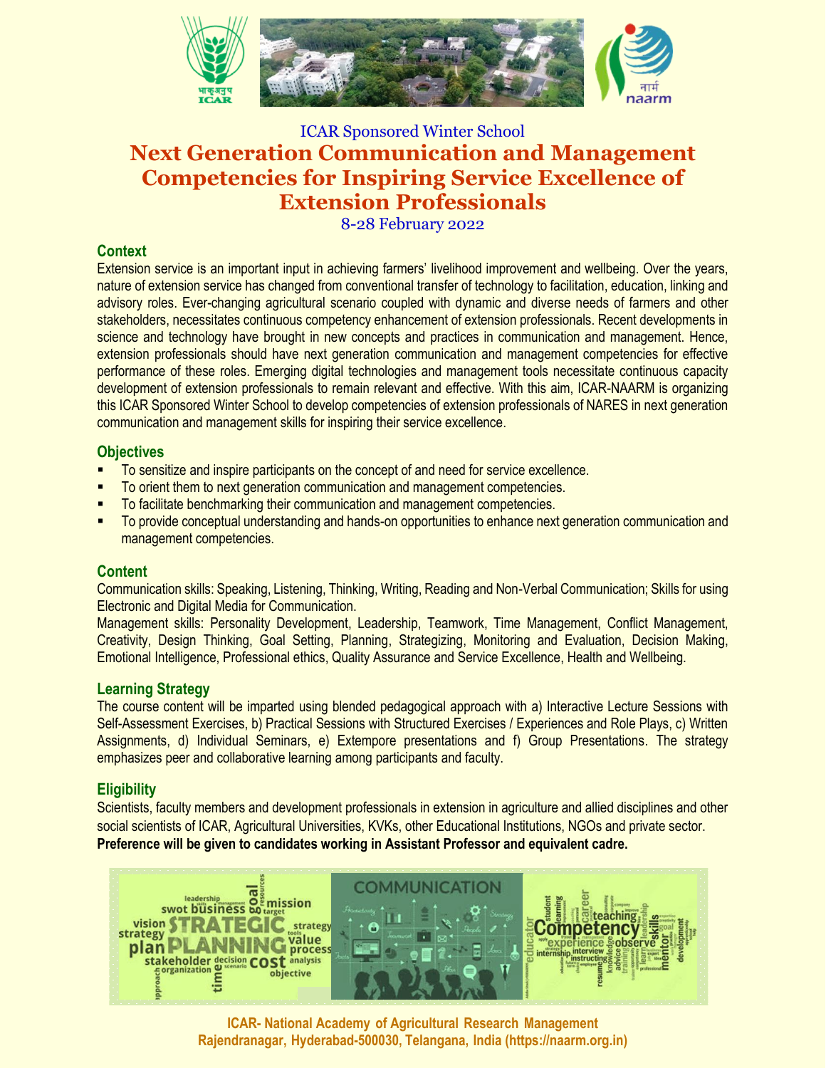ICAR Sponsored Winter School

# Next Generation Communication and Management Competencies for Inspiring Service Excellence of Extension Professionals

8-28 February 2022

## Context

Extension service is an important input in achieving farmers' livelihood improvement and wellbeing. Over the years, nature of extension service has changed from conventional transfer of technology to facilitation, education, linking and advisory roles. Ever-changing agricultural scenario coupled with dynamic and diverse needs of farmers and other stakeholders, necessitates continuous competency enhancement of extension professionals. Recent developments in science and technology have brought in new concepts and practices in communication and management. Hence, extension professionals should have next generation communication and management competencies for effective performance of these roles. Emerging digital technologies and management tools necessitate continuous capacity development of extension professionals to remain relevant and effective. With this aim, ICAR-NAARM is organizing this ICAR Sponsored Winter School to develop competencies of extension professionals of NARES in next generation communication and management skills for inspiring their service excellence.

## Objectives

- To sensitize and inspire participants on the concept of and need for service excellence.
- To orient them to next generation communication and management competencies.
- To facilitate benchmarking their communication and management competencies.
- To provide conceptual understanding and hands-on opportunities to enhance next generation communication and management competencies.

## Content

Communication skills: Speaking, Listening, Thinking, Writing, Reading and Non-Verbal Communication; Skills for using Electronic and Digital Media for Communication.

Management skills: Personality Development, Leadership, Teamwork, Time Management, Conflict Management, Creativity, Design Thinking, Goal Setting, Planning, Strategizing, Monitoring and Evaluation, Decision Making, Emotional Intelligence, Professional ethics, Quality Assurance and Service Excellence, Health and Wellbeing.

## Learning Strategy

The course content will be imparted using blended pedagogical approach with a) Interactive Lecture Sessions with Self-Assessment Exercises, b) Practical Sessions with Structured Exercises / Experiences and Role Plays, c) Written Assignments, d) Individual Seminars, e) Extempore presentations and f) Group Presentations. The strategy emphasizes peer and collaborative learning among participants and faculty.

## Eligibility

Scientists, faculty members and development professionals in extension in agriculture and allied disciplines and other social scientists of ICAR, Agricultural Universities, KVKs, other Educational Institutions, NGOs and private sector.

**Preference will be given to candidates working in Assistant Professor and equivalent cadre.**

**ICAR- National Academy of Agricultural Research Management**
**Rajendranagar, Hyderabad-500030, Telangana, India (https://naarm.org.in)**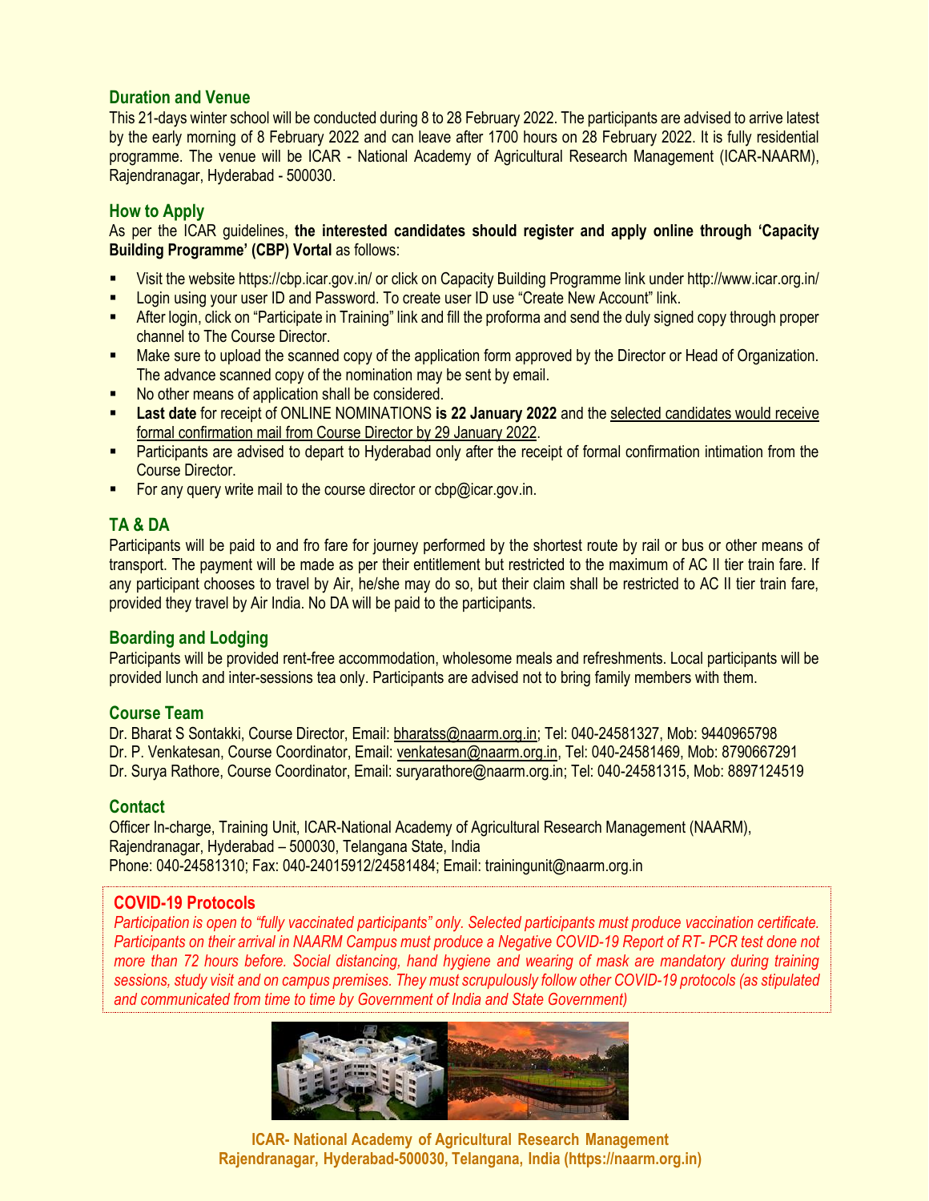## Duration and Venue

This 21-days winter school will be conducted during 8 to 28 February 2022. The participants are advised to arrive latest by the early morning of 8 February 2022 and can leave after 1700 hours on 28 February 2022. It is fully residential programme. The venue will be ICAR - National Academy of Agricultural Research Management (ICAR-NAARM), Rajendranagar, Hyderabad - 500030.

## How to Apply

As per the ICAR guidelines, **the interested candidates should register and apply online through 'Capacity Building Programme' (CBP) Vortal** as follows:

- Visit the website https://cbp.icar.gov.in/ or click on Capacity Building Programme link under http://www.icar.org.in/
- Login using your user ID and Password. To create user ID use "Create New Account" link.
- After login, click on "Participate in Training" link and fill the proforma and send the duly signed copy through proper channel to The Course Director.
- Make sure to upload the scanned copy of the application form approved by the Director or Head of Organization. The advance scanned copy of the nomination may be sent by email.
- No other means of application shall be considered.
- **Last date** for receipt of ONLINE NOMINATIONS **is 22 January 2022** and the selected candidates would receive formal confirmation mail from Course Director by 29 January 2022.
- Participants are advised to depart to Hyderabad only after the receipt of formal confirmation intimation from the Course Director.
- For any query write mail to the course director or cbp@icar.gov.in.

## TA & DA

Participants will be paid to and fro fare for journey performed by the shortest route by rail or bus or other means of transport. The payment will be made as per their entitlement but restricted to the maximum of AC II tier train fare. If any participant chooses to travel by Air, he/she may do so, but their claim shall be restricted to AC II tier train fare, provided they travel by Air India. No DA will be paid to the participants.

## Boarding and Lodging

Participants will be provided rent-free accommodation, wholesome meals and refreshments. Local participants will be provided lunch and inter-sessions tea only. Participants are advised not to bring family members with them.

## Course Team

Dr. Bharat S Sontakki, Course Director, Email: bharatss@naarm.org.in; Tel: 040-24581327, Mob: 9440965798
Dr. P. Venkatesan, Course Coordinator, Email: venkatesan@naarm.org.in, Tel: 040-24581469, Mob: 8790667291
Dr. Surya Rathore, Course Coordinator, Email: suryarathore@naarm.org.in; Tel: 040-24581315, Mob: 8897124519

## Contact

Officer In-charge, Training Unit, ICAR-National Academy of Agricultural Research Management (NAARM),
Rajendranagar, Hyderabad – 500030, Telangana State, India
Phone: 040-24581310; Fax: 040-24015912/24581484; Email: trainingunit@naarm.org.in

## COVID-19 Protocols

*Participation is open to "fully vaccinated participants" only. Selected participants must produce vaccination certificate. Participants on their arrival in NAARM Campus must produce a Negative COVID-19 Report of RT- PCR test done not more than 72 hours before. Social distancing, hand hygiene and wearing of mask are mandatory during training sessions, study visit and on campus premises. They must scrupulously follow other COVID-19 protocols (as stipulated and communicated from time to time by Government of India and State Government)*

**ICAR- National Academy of Agricultural Research Management**
**Rajendranagar, Hyderabad-500030, Telangana, India (https://naarm.org.in)**